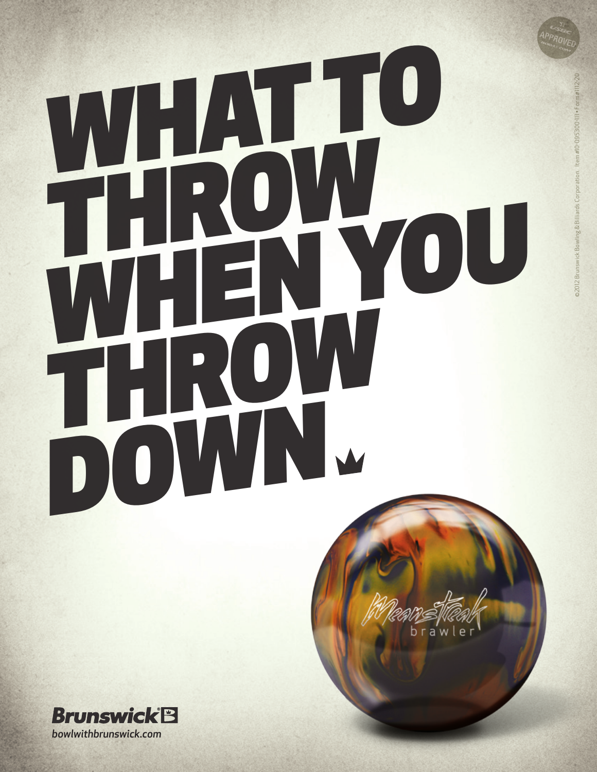# WHAT TO THROW WHEN YOU THROW DOWN.

Meanstreak brawler

USBC APPROVED BOWL.COM

©2012 Brunswick Bowling & Billiards Corporation. Item #10-095300-111 • Form #1112-20

**Brunswick**

*bowlwithbrunswick.com*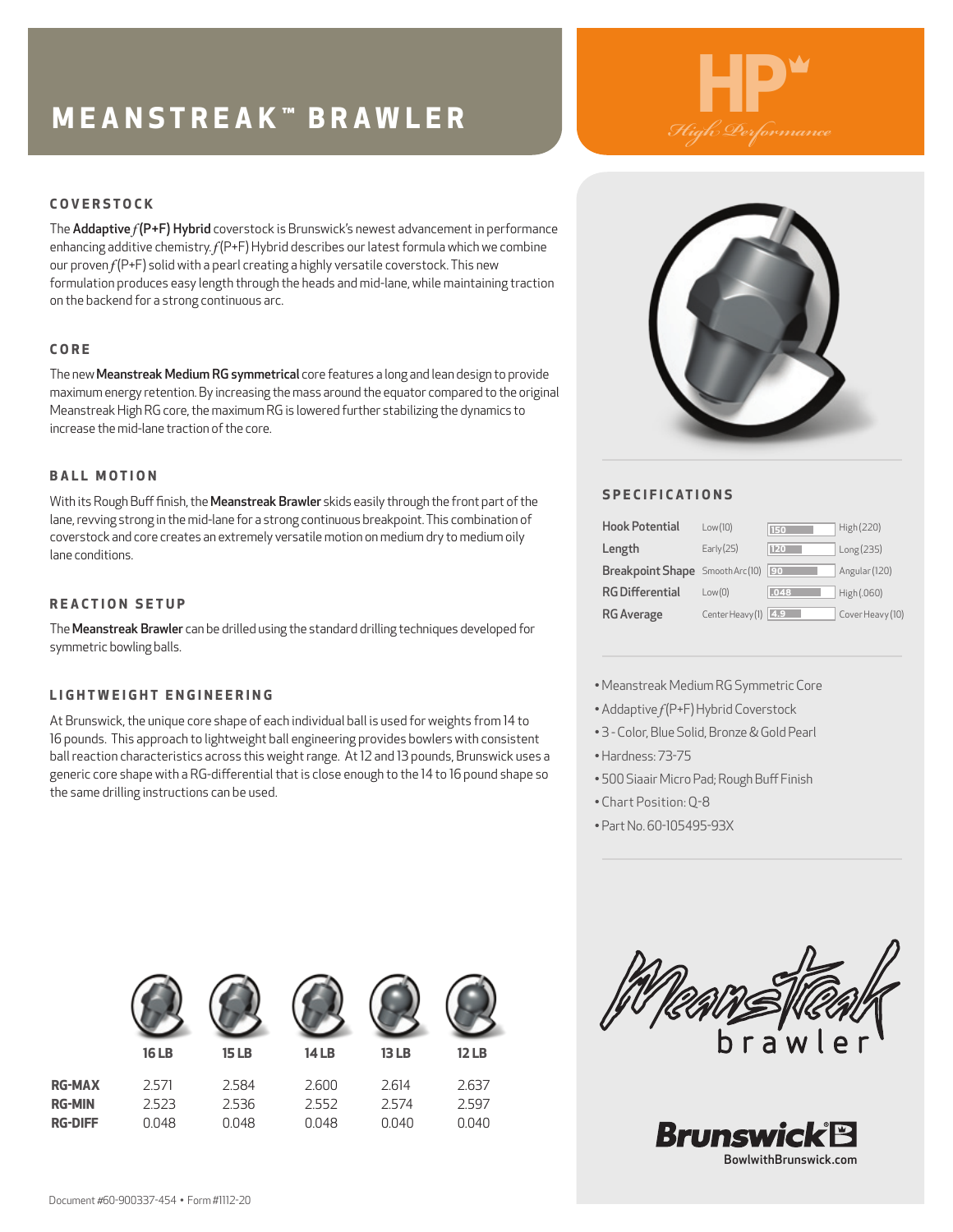# MEANSTREAK™ BRAWLER

HP High Performance

### COVERSTOCK

The **Addaptive *f*(P+F) Hybrid** coverstock is Brunswick's newest advancement in performance enhancing additive chemistry. *f*(P+F) Hybrid describes our latest formula which we combine our proven *f*(P+F) solid with a pearl creating a highly versatile coverstock. This new formulation produces easy length through the heads and mid-lane, while maintaining traction on the backend for a strong continuous arc.

### CORE

The new **Meanstreak Medium RG symmetrical** core features a long and lean design to provide maximum energy retention. By increasing the mass around the equator compared to the original Meanstreak High RG core, the maximum RG is lowered further stabilizing the dynamics to increase the mid-lane traction of the core.

### BALL MOTION

With its Rough Buff finish, the **Meanstreak Brawler** skids easily through the front part of the lane, revving strong in the mid-lane for a strong continuous breakpoint. This combination of coverstock and core creates an extremely versatile motion on medium dry to medium oily lane conditions.

### REACTION SETUP

The **Meanstreak Brawler** can be drilled using the standard drilling techniques developed for symmetric bowling balls.

### LIGHTWEIGHT ENGINEERING

At Brunswick, the unique core shape of each individual ball is used for weights from 14 to 16 pounds. This approach to lightweight ball engineering provides bowlers with consistent ball reaction characteristics across this weight range. At 12 and 13 pounds, Brunswick uses a generic core shape with a RG-differential that is close enough to the 14 to 16 pound shape so the same drilling instructions can be used.

### SPECIFICATIONS

| | | | |
|---|---|---|---|
| Hook Potential | Low (10) | 150 | High (220) |
| Length | Early (25) | 120 | Long (235) |
| Breakpoint Shape | Smooth Arc (10) | 90 | Angular (120) |
| RG Differential | Low (0) | .048 | High (.060) |
| RG Average | Center Heavy (1) | 4.9 | Cover Heavy (10) |

- Meanstreak Medium RG Symmetric Core
- Addaptive *f*(P+F) Hybrid Coverstock
- 3 - Color, Blue Solid, Bronze & Gold Pearl
- Hardness: 73-75
- 500 Siaair Micro Pad; Rough Buff Finish
- Chart Position: Q-8
- Part No. 60-105495-93X

| | 16 LB | 15 LB | 14 LB | 13 LB | 12 LB |
|---|---|---|---|---|---|
| **RG-MAX** | 2.571 | 2.584 | 2.600 | 2.614 | 2.637 |
| **RG-MIN** | 2.523 | 2.536 | 2.552 | 2.574 | 2.597 |
| **RG-DIFF** | 0.048 | 0.048 | 0.048 | 0.040 | 0.040 |

Meanstreak brawler

Brunswick
BowlwithBrunswick.com

Document #60-900337-454 • Form #1112-20